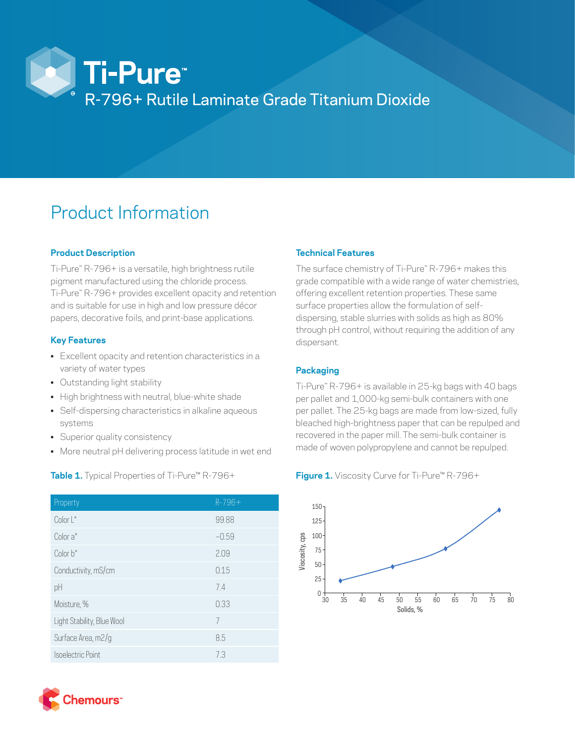# Ti-Pure™

## R-796+ Rutile Laminate Grade Titanium Dioxide

## Product Information

### Product Description

Ti-Pure™ R-796+ is a versatile, high brightness rutile pigment manufactured using the chloride process. Ti-Pure™ R-796+ provides excellent opacity and retention and is suitable for use in high and low pressure décor papers, decorative foils, and print-base applications.

### Key Features

- Excellent opacity and retention characteristics in a variety of water types
- Outstanding light stability
- High brightness with neutral, blue-white shade
- Self-dispersing characteristics in alkaline aqueous systems
- Superior quality consistency
- More neutral pH delivering process latitude in wet end

**Table 1.** Typical Properties of Ti-Pure™ R-796+

| Property | R-796+ |
|---|---|
| Color L* | 99.88 |
| Color a* | −0.59 |
| Color b* | 2.09 |
| Conductivity, mS/cm | 0.15 |
| pH | 7.4 |
| Moisture, % | 0.33 |
| Light Stability, Blue Wool | 7 |
| Surface Area, m2/g | 8.5 |
| Isoelectric Point | 7.3 |

### Technical Features

The surface chemistry of Ti-Pure™ R-796+ makes this grade compatible with a wide range of water chemistries, offering excellent retention properties. These same surface properties allow the formulation of self-dispersing, stable slurries with solids as high as 80% through pH control, without requiring the addition of any dispersant.

### Packaging

Ti-Pure™ R-796+ is available in 25-kg bags with 40 bags per pallet and 1,000-kg semi-bulk containers with one per pallet. The 25-kg bags are made from low-sized, fully bleached high-brightness paper that can be repulped and recovered in the paper mill. The semi-bulk container is made of woven polypropylene and cannot be repulped.

**Figure 1.** Viscosity Curve for Ti-Pure™ R-796+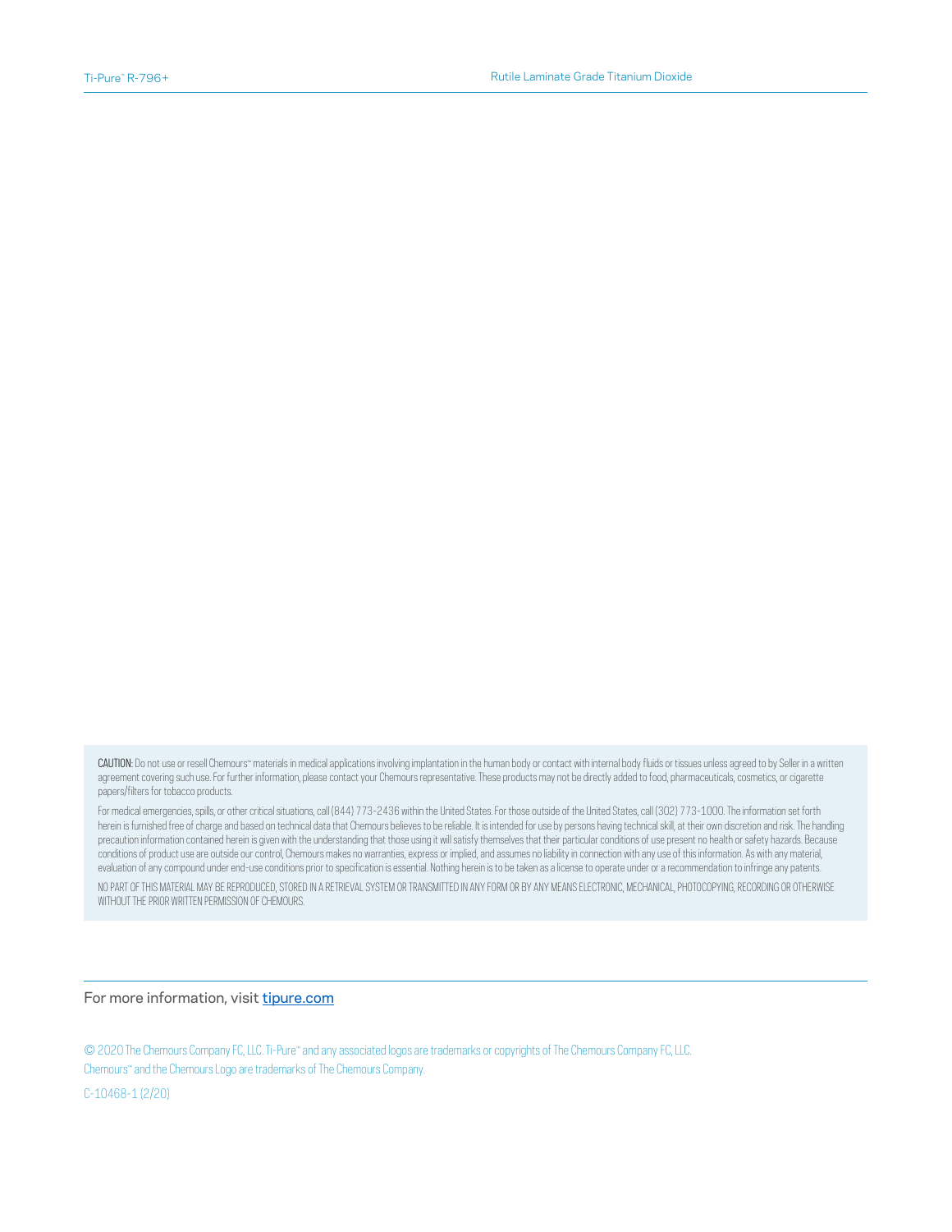**CAUTION:** Do not use or resell Chemours™ materials in medical applications involving implantation in the human body or contact with internal body fluids or tissues unless agreed to by Seller in a written agreement covering such use. For further information, please contact your Chemours representative. These products may not be directly added to food, pharmaceuticals, cosmetics, or cigarette papers/filters for tobacco products.

For medical emergencies, spills, or other critical situations, call (844) 773-2436 within the United States. For those outside of the United States, call (302) 773-1000. The information set forth herein is furnished free of charge and based on technical data that Chemours believes to be reliable. It is intended for use by persons having technical skill, at their own discretion and risk. The handling precaution information contained herein is given with the understanding that those using it will satisfy themselves that their particular conditions of use present no health or safety hazards. Because conditions of product use are outside our control, Chemours makes no warranties, express or implied, and assumes no liability in connection with any use of this information. As with any material, evaluation of any compound under end-use conditions prior to specification is essential. Nothing herein is to be taken as a license to operate under or a recommendation to infringe any patents.

NO PART OF THIS MATERIAL MAY BE REPRODUCED, STORED IN A RETRIEVAL SYSTEM OR TRANSMITTED IN ANY FORM OR BY ANY MEANS ELECTRONIC, MECHANICAL, PHOTOCOPYING, RECORDING OR OTHERWISE WITHOUT THE PRIOR WRITTEN PERMISSION OF CHEMOURS.

For more information, visit [tipure.com](tipure.com)

© 2020 The Chemours Company FC, LLC. Ti-Pure™ and any associated logos are trademarks or copyrights of The Chemours Company FC, LLC.
Chemours™ and the Chemours Logo are trademarks of The Chemours Company.

C-10468-1 (2/20)